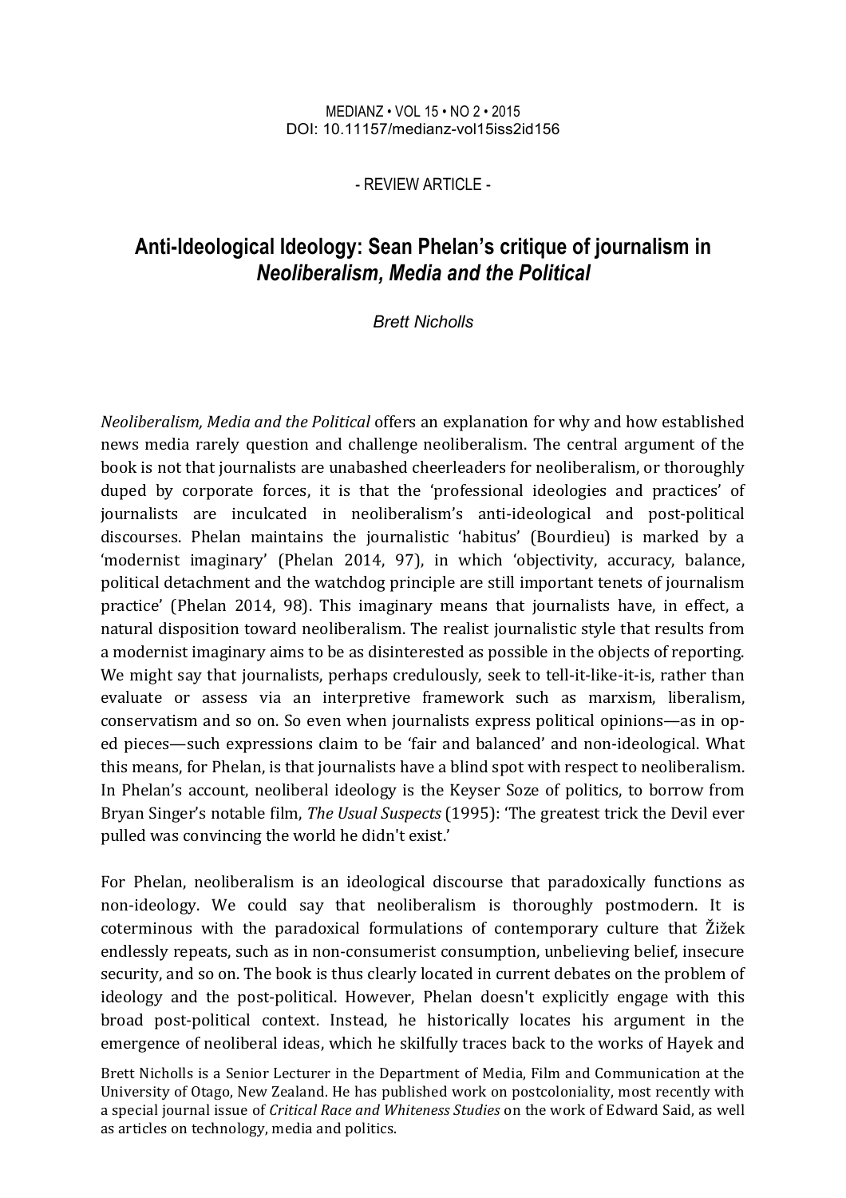MEDIANZ • VOL 15 • NO 2 • 2015
DOI: 10.11157/medianz-vol15iss2id156

\- REVIEW ARTICLE -

# Anti-Ideological Ideology: Sean Phelan's critique of journalism in *Neoliberalism, Media and the Political*

*Brett Nicholls*

*Neoliberalism, Media and the Political* offers an explanation for why and how established news media rarely question and challenge neoliberalism. The central argument of the book is not that journalists are unabashed cheerleaders for neoliberalism, or thoroughly duped by corporate forces, it is that the 'professional ideologies and practices' of journalists are inculcated in neoliberalism's anti-ideological and post-political discourses. Phelan maintains the journalistic 'habitus' (Bourdieu) is marked by a 'modernist imaginary' (Phelan 2014, 97), in which 'objectivity, accuracy, balance, political detachment and the watchdog principle are still important tenets of journalism practice' (Phelan 2014, 98). This imaginary means that journalists have, in effect, a natural disposition toward neoliberalism. The realist journalistic style that results from a modernist imaginary aims to be as disinterested as possible in the objects of reporting. We might say that journalists, perhaps credulously, seek to tell-it-like-it-is, rather than evaluate or assess via an interpretive framework such as marxism, liberalism, conservatism and so on. So even when journalists express political opinions—as in op-ed pieces—such expressions claim to be 'fair and balanced' and non-ideological. What this means, for Phelan, is that journalists have a blind spot with respect to neoliberalism. In Phelan's account, neoliberal ideology is the Keyser Soze of politics, to borrow from Bryan Singer's notable film, *The Usual Suspects* (1995): 'The greatest trick the Devil ever pulled was convincing the world he didn't exist.'

For Phelan, neoliberalism is an ideological discourse that paradoxically functions as non-ideology. We could say that neoliberalism is thoroughly postmodern. It is coterminous with the paradoxical formulations of contemporary culture that Žižek endlessly repeats, such as in non-consumerist consumption, unbelieving belief, insecure security, and so on. The book is thus clearly located in current debates on the problem of ideology and the post-political. However, Phelan doesn't explicitly engage with this broad post-political context. Instead, he historically locates his argument in the emergence of neoliberal ideas, which he skilfully traces back to the works of Hayek and

Brett Nicholls is a Senior Lecturer in the Department of Media, Film and Communication at the University of Otago, New Zealand. He has published work on postcoloniality, most recently with a special journal issue of *Critical Race and Whiteness Studies* on the work of Edward Said, as well as articles on technology, media and politics.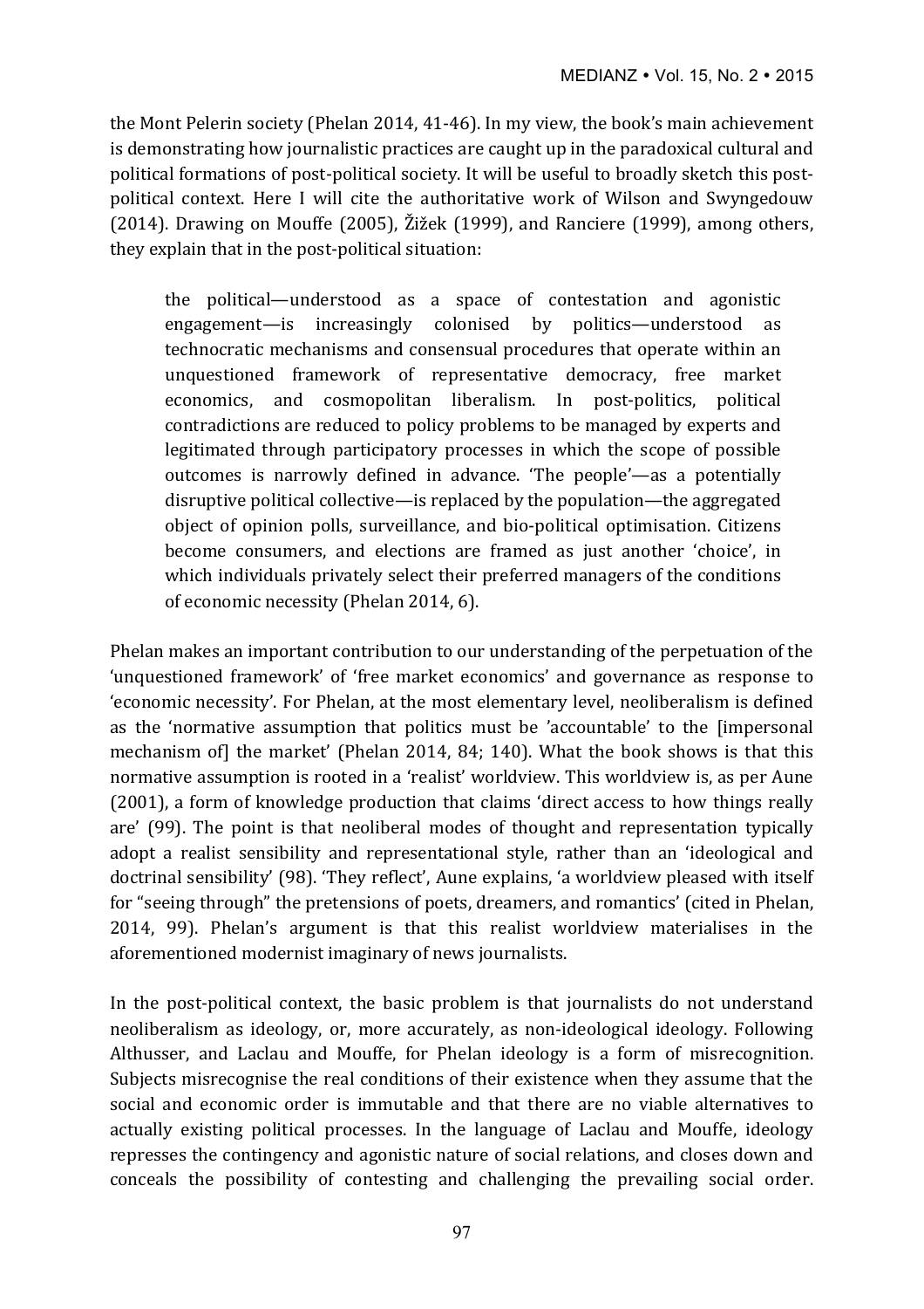the Mont Pelerin society (Phelan 2014, 41-46). In my view, the book's main achievement is demonstrating how journalistic practices are caught up in the paradoxical cultural and political formations of post-political society. It will be useful to broadly sketch this post-political context. Here I will cite the authoritative work of Wilson and Swyngedouw (2014). Drawing on Mouffe (2005), Žižek (1999), and Ranciere (1999), among others, they explain that in the post-political situation:

> the political—understood as a space of contestation and agonistic engagement—is increasingly colonised by politics—understood as technocratic mechanisms and consensual procedures that operate within an unquestioned framework of representative democracy, free market economics, and cosmopolitan liberalism. In post-politics, political contradictions are reduced to policy problems to be managed by experts and legitimated through participatory processes in which the scope of possible outcomes is narrowly defined in advance. 'The people'—as a potentially disruptive political collective—is replaced by the population—the aggregated object of opinion polls, surveillance, and bio-political optimisation. Citizens become consumers, and elections are framed as just another 'choice', in which individuals privately select their preferred managers of the conditions of economic necessity (Phelan 2014, 6).

Phelan makes an important contribution to our understanding of the perpetuation of the 'unquestioned framework' of 'free market economics' and governance as response to 'economic necessity'. For Phelan, at the most elementary level, neoliberalism is defined as the 'normative assumption that politics must be 'accountable' to the [impersonal mechanism of] the market' (Phelan 2014, 84; 140). What the book shows is that this normative assumption is rooted in a 'realist' worldview. This worldview is, as per Aune (2001), a form of knowledge production that claims 'direct access to how things really are' (99). The point is that neoliberal modes of thought and representation typically adopt a realist sensibility and representational style, rather than an 'ideological and doctrinal sensibility' (98). 'They reflect', Aune explains, 'a worldview pleased with itself for "seeing through" the pretensions of poets, dreamers, and romantics' (cited in Phelan, 2014, 99). Phelan's argument is that this realist worldview materialises in the aforementioned modernist imaginary of news journalists.

In the post-political context, the basic problem is that journalists do not understand neoliberalism as ideology, or, more accurately, as non-ideological ideology. Following Althusser, and Laclau and Mouffe, for Phelan ideology is a form of misrecognition. Subjects misrecognise the real conditions of their existence when they assume that the social and economic order is immutable and that there are no viable alternatives to actually existing political processes. In the language of Laclau and Mouffe, ideology represses the contingency and agonistic nature of social relations, and closes down and conceals the possibility of contesting and challenging the prevailing social order.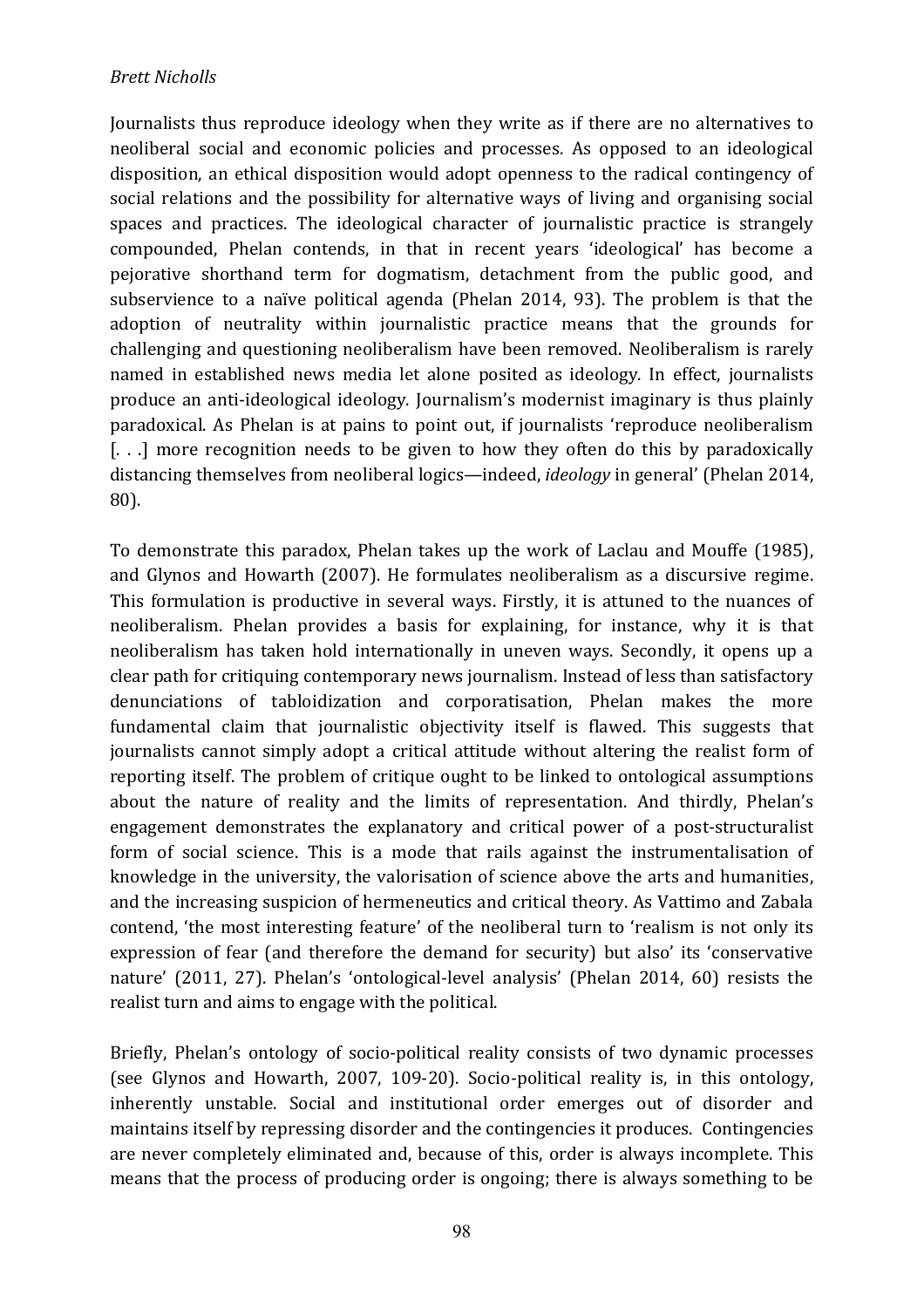Journalists thus reproduce ideology when they write as if there are no alternatives to neoliberal social and economic policies and processes. As opposed to an ideological disposition, an ethical disposition would adopt openness to the radical contingency of social relations and the possibility for alternative ways of living and organising social spaces and practices. The ideological character of journalistic practice is strangely compounded, Phelan contends, in that in recent years 'ideological' has become a pejorative shorthand term for dogmatism, detachment from the public good, and subservience to a naïve political agenda (Phelan 2014, 93). The problem is that the adoption of neutrality within journalistic practice means that the grounds for challenging and questioning neoliberalism have been removed. Neoliberalism is rarely named in established news media let alone posited as ideology. In effect, journalists produce an anti-ideological ideology. Journalism's modernist imaginary is thus plainly paradoxical. As Phelan is at pains to point out, if journalists 'reproduce neoliberalism [. . .] more recognition needs to be given to how they often do this by paradoxically distancing themselves from neoliberal logics—indeed, *ideology* in general' (Phelan 2014, 80).

To demonstrate this paradox, Phelan takes up the work of Laclau and Mouffe (1985), and Glynos and Howarth (2007). He formulates neoliberalism as a discursive regime. This formulation is productive in several ways. Firstly, it is attuned to the nuances of neoliberalism. Phelan provides a basis for explaining, for instance, why it is that neoliberalism has taken hold internationally in uneven ways. Secondly, it opens up a clear path for critiquing contemporary news journalism. Instead of less than satisfactory denunciations of tabloidization and corporatisation, Phelan makes the more fundamental claim that journalistic objectivity itself is flawed. This suggests that journalists cannot simply adopt a critical attitude without altering the realist form of reporting itself. The problem of critique ought to be linked to ontological assumptions about the nature of reality and the limits of representation. And thirdly, Phelan's engagement demonstrates the explanatory and critical power of a post-structuralist form of social science. This is a mode that rails against the instrumentalisation of knowledge in the university, the valorisation of science above the arts and humanities, and the increasing suspicion of hermeneutics and critical theory. As Vattimo and Zabala contend, 'the most interesting feature' of the neoliberal turn to 'realism is not only its expression of fear (and therefore the demand for security) but also' its 'conservative nature' (2011, 27). Phelan's 'ontological-level analysis' (Phelan 2014, 60) resists the realist turn and aims to engage with the political.

Briefly, Phelan's ontology of socio-political reality consists of two dynamic processes (see Glynos and Howarth, 2007, 109-20). Socio-political reality is, in this ontology, inherently unstable. Social and institutional order emerges out of disorder and maintains itself by repressing disorder and the contingencies it produces. Contingencies are never completely eliminated and, because of this, order is always incomplete. This means that the process of producing order is ongoing; there is always something to be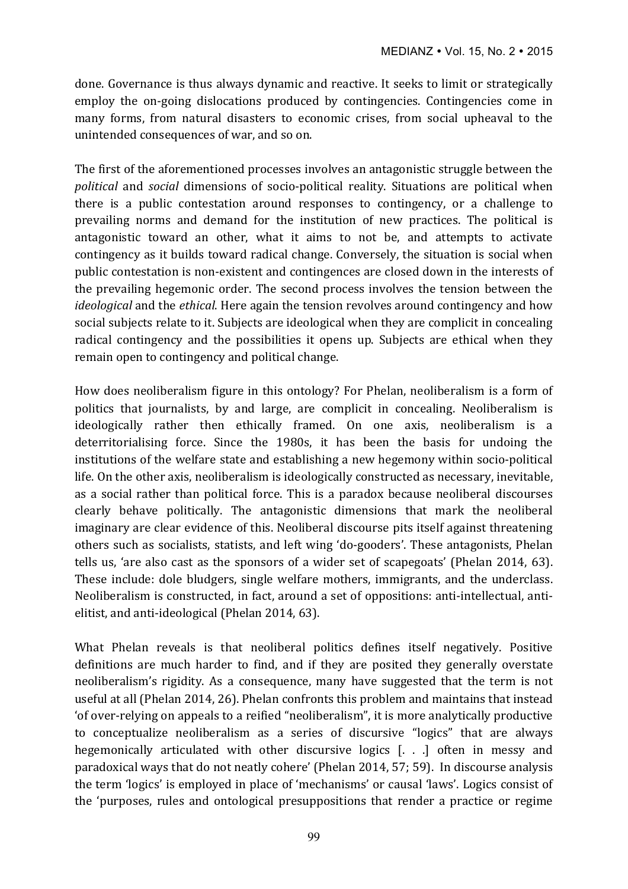done. Governance is thus always dynamic and reactive. It seeks to limit or strategically employ the on-going dislocations produced by contingencies. Contingencies come in many forms, from natural disasters to economic crises, from social upheaval to the unintended consequences of war, and so on.

The first of the aforementioned processes involves an antagonistic struggle between the *political* and *social* dimensions of socio-political reality. Situations are political when there is a public contestation around responses to contingency, or a challenge to prevailing norms and demand for the institution of new practices. The political is antagonistic toward an other, what it aims to not be, and attempts to activate contingency as it builds toward radical change. Conversely, the situation is social when public contestation is non-existent and contingences are closed down in the interests of the prevailing hegemonic order. The second process involves the tension between the *ideological* and the *ethical*. Here again the tension revolves around contingency and how social subjects relate to it. Subjects are ideological when they are complicit in concealing radical contingency and the possibilities it opens up. Subjects are ethical when they remain open to contingency and political change.

How does neoliberalism figure in this ontology? For Phelan, neoliberalism is a form of politics that journalists, by and large, are complicit in concealing. Neoliberalism is ideologically rather then ethically framed. On one axis, neoliberalism is a deterritorialising force. Since the 1980s, it has been the basis for undoing the institutions of the welfare state and establishing a new hegemony within socio-political life. On the other axis, neoliberalism is ideologically constructed as necessary, inevitable, as a social rather than political force. This is a paradox because neoliberal discourses clearly behave politically. The antagonistic dimensions that mark the neoliberal imaginary are clear evidence of this. Neoliberal discourse pits itself against threatening others such as socialists, statists, and left wing 'do-gooders'. These antagonists, Phelan tells us, 'are also cast as the sponsors of a wider set of scapegoats' (Phelan 2014, 63). These include: dole bludgers, single welfare mothers, immigrants, and the underclass. Neoliberalism is constructed, in fact, around a set of oppositions: anti-intellectual, anti-elitist, and anti-ideological (Phelan 2014, 63).

What Phelan reveals is that neoliberal politics defines itself negatively. Positive definitions are much harder to find, and if they are posited they generally overstate neoliberalism's rigidity. As a consequence, many have suggested that the term is not useful at all (Phelan 2014, 26). Phelan confronts this problem and maintains that instead 'of over-relying on appeals to a reified "neoliberalism", it is more analytically productive to conceptualize neoliberalism as a series of discursive "logics" that are always hegemonically articulated with other discursive logics [. . .] often in messy and paradoxical ways that do not neatly cohere' (Phelan 2014, 57; 59). In discourse analysis the term 'logics' is employed in place of 'mechanisms' or causal 'laws'. Logics consist of the 'purposes, rules and ontological presuppositions that render a practice or regime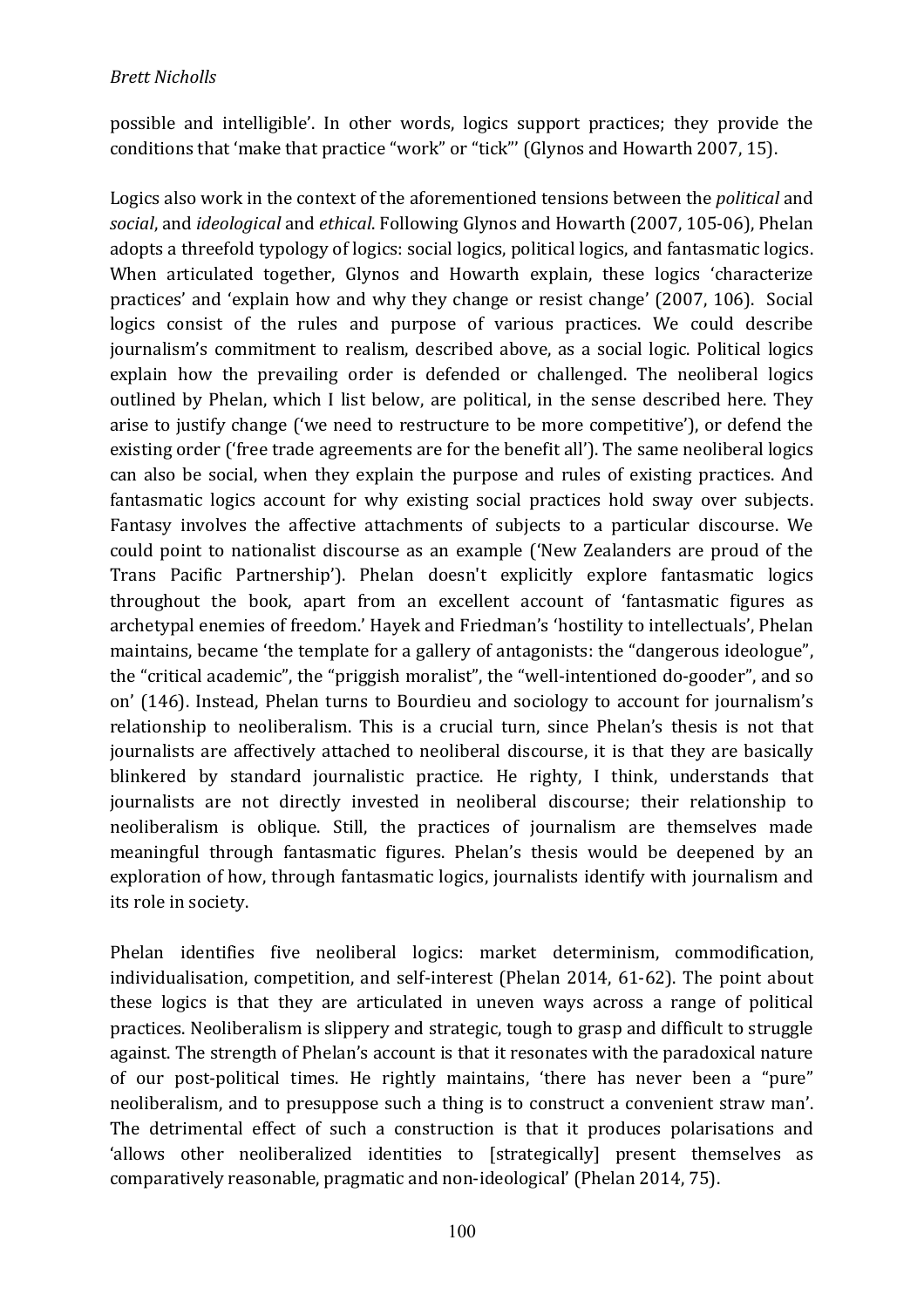possible and intelligible'. In other words, logics support practices; they provide the conditions that 'make that practice "work" or "tick"' (Glynos and Howarth 2007, 15).

Logics also work in the context of the aforementioned tensions between the *political* and *social*, and *ideological* and *ethical*. Following Glynos and Howarth (2007, 105-06), Phelan adopts a threefold typology of logics: social logics, political logics, and fantasmatic logics. When articulated together, Glynos and Howarth explain, these logics 'characterize practices' and 'explain how and why they change or resist change' (2007, 106). Social logics consist of the rules and purpose of various practices. We could describe journalism's commitment to realism, described above, as a social logic. Political logics explain how the prevailing order is defended or challenged. The neoliberal logics outlined by Phelan, which I list below, are political, in the sense described here. They arise to justify change ('we need to restructure to be more competitive'), or defend the existing order ('free trade agreements are for the benefit all'). The same neoliberal logics can also be social, when they explain the purpose and rules of existing practices. And fantasmatic logics account for why existing social practices hold sway over subjects. Fantasy involves the affective attachments of subjects to a particular discourse. We could point to nationalist discourse as an example ('New Zealanders are proud of the Trans Pacific Partnership'). Phelan doesn't explicitly explore fantasmatic logics throughout the book, apart from an excellent account of 'fantasmatic figures as archetypal enemies of freedom.' Hayek and Friedman's 'hostility to intellectuals', Phelan maintains, became 'the template for a gallery of antagonists: the "dangerous ideologue", the "critical academic", the "priggish moralist", the "well-intentioned do-gooder", and so on' (146). Instead, Phelan turns to Bourdieu and sociology to account for journalism's relationship to neoliberalism. This is a crucial turn, since Phelan's thesis is not that journalists are affectively attached to neoliberal discourse, it is that they are basically blinkered by standard journalistic practice. He righty, I think, understands that journalists are not directly invested in neoliberal discourse; their relationship to neoliberalism is oblique. Still, the practices of journalism are themselves made meaningful through fantasmatic figures. Phelan's thesis would be deepened by an exploration of how, through fantasmatic logics, journalists identify with journalism and its role in society.

Phelan identifies five neoliberal logics: market determinism, commodification, individualisation, competition, and self-interest (Phelan 2014, 61-62). The point about these logics is that they are articulated in uneven ways across a range of political practices. Neoliberalism is slippery and strategic, tough to grasp and difficult to struggle against. The strength of Phelan's account is that it resonates with the paradoxical nature of our post-political times. He rightly maintains, 'there has never been a "pure" neoliberalism, and to presuppose such a thing is to construct a convenient straw man'. The detrimental effect of such a construction is that it produces polarisations and 'allows other neoliberalized identities to [strategically] present themselves as comparatively reasonable, pragmatic and non-ideological' (Phelan 2014, 75).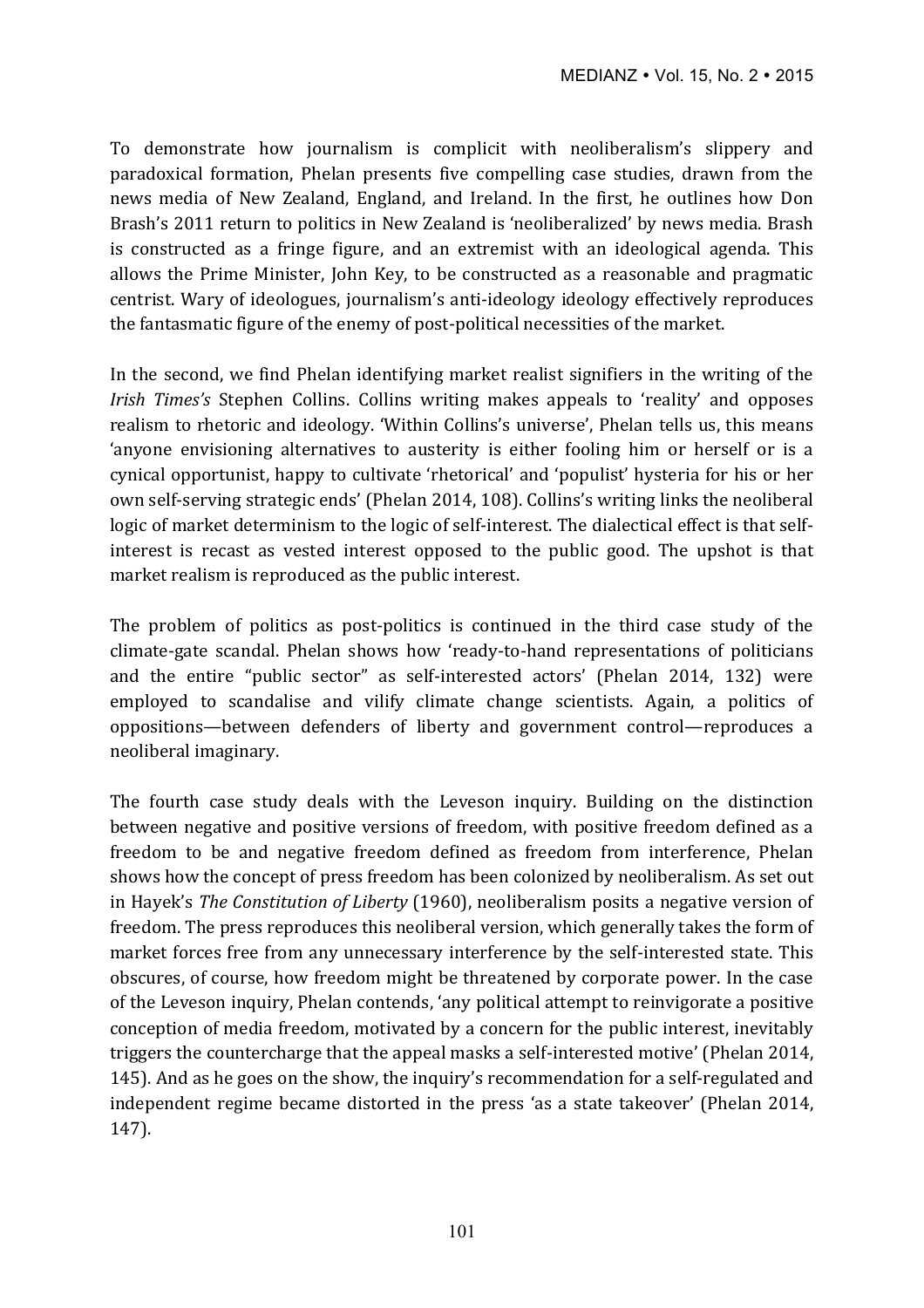To demonstrate how journalism is complicit with neoliberalism's slippery and paradoxical formation, Phelan presents five compelling case studies, drawn from the news media of New Zealand, England, and Ireland. In the first, he outlines how Don Brash's 2011 return to politics in New Zealand is 'neoliberalized' by news media. Brash is constructed as a fringe figure, and an extremist with an ideological agenda. This allows the Prime Minister, John Key, to be constructed as a reasonable and pragmatic centrist. Wary of ideologues, journalism's anti-ideology ideology effectively reproduces the fantasmatic figure of the enemy of post-political necessities of the market.

In the second, we find Phelan identifying market realist signifiers in the writing of the *Irish Times's* Stephen Collins. Collins writing makes appeals to 'reality' and opposes realism to rhetoric and ideology. 'Within Collins's universe', Phelan tells us, this means 'anyone envisioning alternatives to austerity is either fooling him or herself or is a cynical opportunist, happy to cultivate 'rhetorical' and 'populist' hysteria for his or her own self-serving strategic ends' (Phelan 2014, 108). Collins's writing links the neoliberal logic of market determinism to the logic of self-interest. The dialectical effect is that self-interest is recast as vested interest opposed to the public good. The upshot is that market realism is reproduced as the public interest.

The problem of politics as post-politics is continued in the third case study of the climate-gate scandal. Phelan shows how 'ready-to-hand representations of politicians and the entire "public sector" as self-interested actors' (Phelan 2014, 132) were employed to scandalise and vilify climate change scientists. Again, a politics of oppositions—between defenders of liberty and government control—reproduces a neoliberal imaginary.

The fourth case study deals with the Leveson inquiry. Building on the distinction between negative and positive versions of freedom, with positive freedom defined as a freedom to be and negative freedom defined as freedom from interference, Phelan shows how the concept of press freedom has been colonized by neoliberalism. As set out in Hayek's *The Constitution of Liberty* (1960), neoliberalism posits a negative version of freedom. The press reproduces this neoliberal version, which generally takes the form of market forces free from any unnecessary interference by the self-interested state. This obscures, of course, how freedom might be threatened by corporate power. In the case of the Leveson inquiry, Phelan contends, 'any political attempt to reinvigorate a positive conception of media freedom, motivated by a concern for the public interest, inevitably triggers the countercharge that the appeal masks a self-interested motive' (Phelan 2014, 145). And as he goes on the show, the inquiry's recommendation for a self-regulated and independent regime became distorted in the press 'as a state takeover' (Phelan 2014, 147).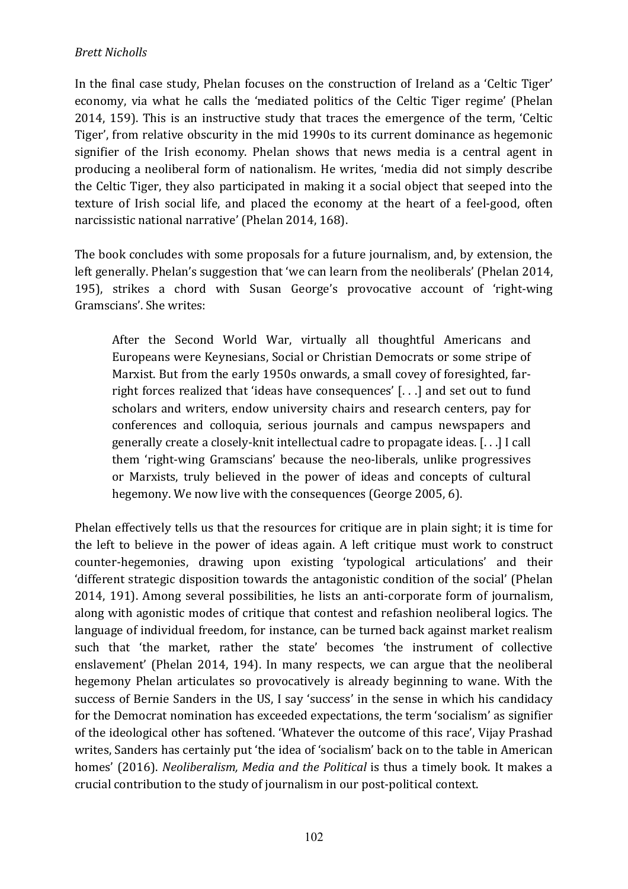In the final case study, Phelan focuses on the construction of Ireland as a 'Celtic Tiger' economy, via what he calls the 'mediated politics of the Celtic Tiger regime' (Phelan 2014, 159). This is an instructive study that traces the emergence of the term, 'Celtic Tiger', from relative obscurity in the mid 1990s to its current dominance as hegemonic signifier of the Irish economy. Phelan shows that news media is a central agent in producing a neoliberal form of nationalism. He writes, 'media did not simply describe the Celtic Tiger, they also participated in making it a social object that seeped into the texture of Irish social life, and placed the economy at the heart of a feel-good, often narcissistic national narrative' (Phelan 2014, 168).

The book concludes with some proposals for a future journalism, and, by extension, the left generally. Phelan's suggestion that 'we can learn from the neoliberals' (Phelan 2014, 195), strikes a chord with Susan George's provocative account of 'right-wing Gramscians'. She writes:

> After the Second World War, virtually all thoughtful Americans and Europeans were Keynesians, Social or Christian Democrats or some stripe of Marxist. But from the early 1950s onwards, a small covey of foresighted, far-right forces realized that 'ideas have consequences' [. . .] and set out to fund scholars and writers, endow university chairs and research centers, pay for conferences and colloquia, serious journals and campus newspapers and generally create a closely-knit intellectual cadre to propagate ideas. [. . .] I call them 'right-wing Gramscians' because the neo-liberals, unlike progressives or Marxists, truly believed in the power of ideas and concepts of cultural hegemony. We now live with the consequences (George 2005, 6).

Phelan effectively tells us that the resources for critique are in plain sight; it is time for the left to believe in the power of ideas again. A left critique must work to construct counter-hegemonies, drawing upon existing 'typological articulations' and their 'different strategic disposition towards the antagonistic condition of the social' (Phelan 2014, 191). Among several possibilities, he lists an anti-corporate form of journalism, along with agonistic modes of critique that contest and refashion neoliberal logics. The language of individual freedom, for instance, can be turned back against market realism such that 'the market, rather the state' becomes 'the instrument of collective enslavement' (Phelan 2014, 194). In many respects, we can argue that the neoliberal hegemony Phelan articulates so provocatively is already beginning to wane. With the success of Bernie Sanders in the US, I say 'success' in the sense in which his candidacy for the Democrat nomination has exceeded expectations, the term 'socialism' as signifier of the ideological other has softened. 'Whatever the outcome of this race', Vijay Prashad writes, Sanders has certainly put 'the idea of 'socialism' back on to the table in American homes' (2016). *Neoliberalism, Media and the Political* is thus a timely book. It makes a crucial contribution to the study of journalism in our post-political context.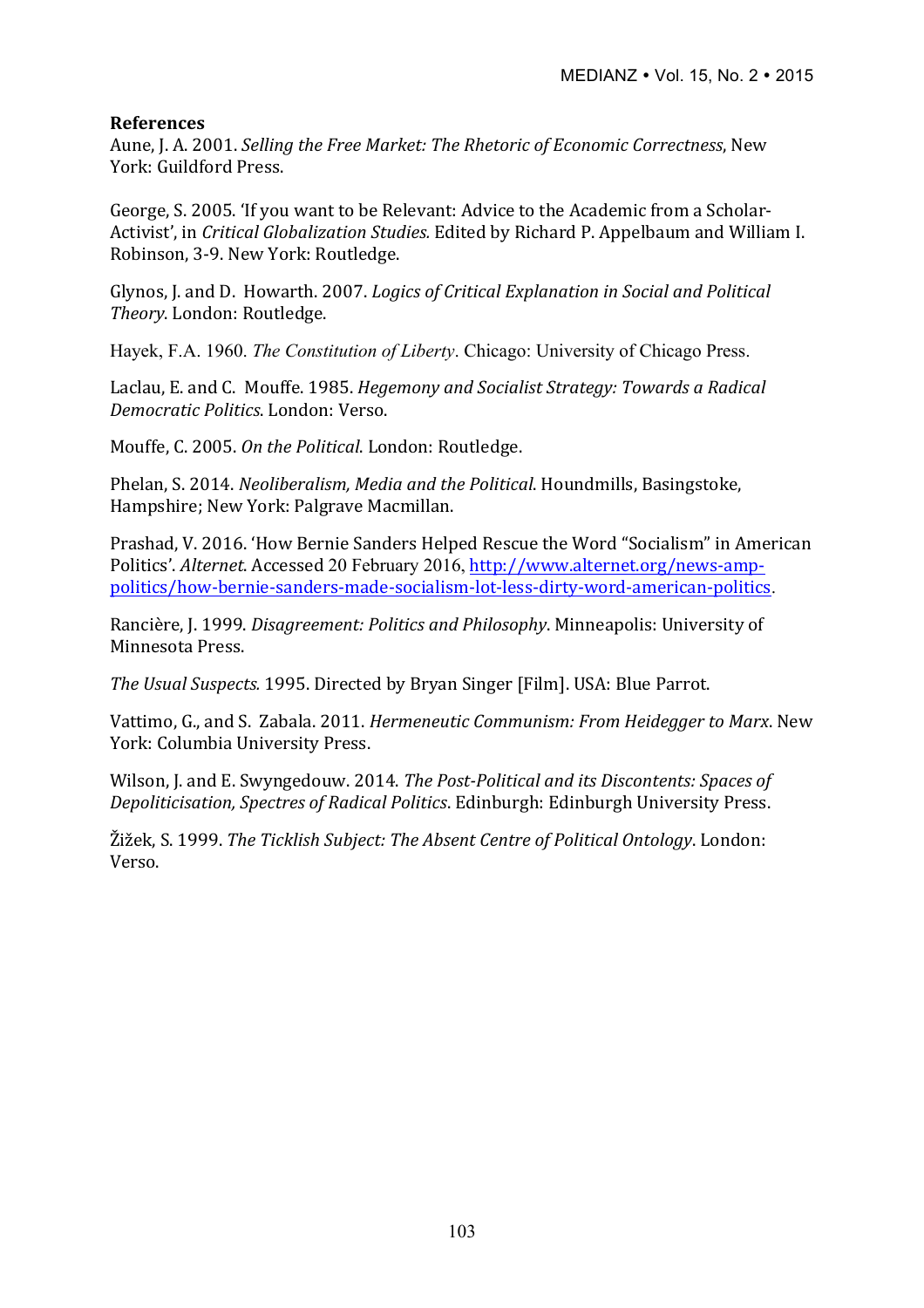**References**

Aune, J. A. 2001. *Selling the Free Market: The Rhetoric of Economic Correctness*, New York: Guildford Press.

George, S. 2005. 'If you want to be Relevant: Advice to the Academic from a Scholar-Activist', in *Critical Globalization Studies.* Edited by Richard P. Appelbaum and William I. Robinson, 3-9. New York: Routledge.

Glynos, J. and D. Howarth. 2007. *Logics of Critical Explanation in Social and Political Theory*. London: Routledge.

Hayek, F.A. 1960. *The Constitution of Liberty*. Chicago: University of Chicago Press.

Laclau, E. and C. Mouffe. 1985. *Hegemony and Socialist Strategy: Towards a Radical Democratic Politics*. London: Verso.

Mouffe, C. 2005. *On the Political*. London: Routledge.

Phelan, S. 2014. *Neoliberalism, Media and the Political*. Houndmills, Basingstoke, Hampshire; New York: Palgrave Macmillan.

Prashad, V. 2016. 'How Bernie Sanders Helped Rescue the Word "Socialism" in American Politics'. *Alternet*. Accessed 20 February 2016, [http://www.alternet.org/news-amp-politics/how-bernie-sanders-made-socialism-lot-less-dirty-word-american-politics](http://www.alternet.org/news-amp-politics/how-bernie-sanders-made-socialism-lot-less-dirty-word-american-politics).

Rancière, J. 1999. *Disagreement: Politics and Philosophy*. Minneapolis: University of Minnesota Press.

*The Usual Suspects.* 1995. Directed by Bryan Singer [Film]. USA: Blue Parrot.

Vattimo, G., and S. Zabala. 2011. *Hermeneutic Communism: From Heidegger to Marx*. New York: Columbia University Press.

Wilson, J. and E. Swyngedouw. 2014. *The Post-Political and its Discontents: Spaces of Depoliticisation, Spectres of Radical Politics*. Edinburgh: Edinburgh University Press.

Žižek, S. 1999. *The Ticklish Subject: The Absent Centre of Political Ontology*. London: Verso.